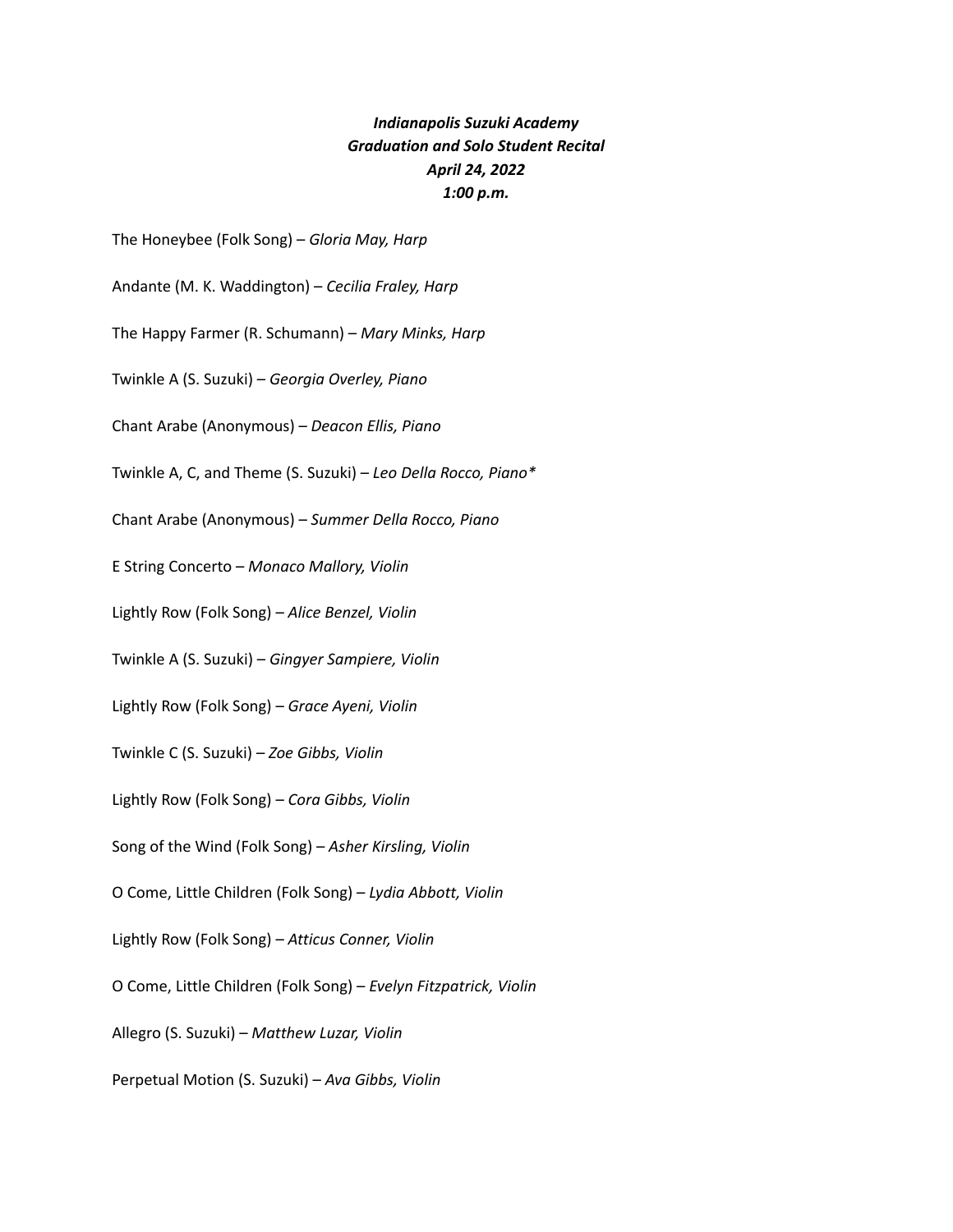***Indianapolis Suzuki Academy***
***Graduation and Solo Student Recital***
***April 24, 2022***
***1:00 p.m.***

The Honeybee (Folk Song) – *Gloria May, Harp*

Andante (M. K. Waddington) – *Cecilia Fraley, Harp*

The Happy Farmer (R. Schumann) – *Mary Minks, Harp*

Twinkle A (S. Suzuki) – *Georgia Overley, Piano*

Chant Arabe (Anonymous) – *Deacon Ellis, Piano*

Twinkle A, C, and Theme (S. Suzuki) – *Leo Della Rocco, Piano**

Chant Arabe (Anonymous) – *Summer Della Rocco, Piano*

E String Concerto – *Monaco Mallory, Violin*

Lightly Row (Folk Song) – *Alice Benzel, Violin*

Twinkle A (S. Suzuki) – *Gingyer Sampiere, Violin*

Lightly Row (Folk Song) – *Grace Ayeni, Violin*

Twinkle C (S. Suzuki) – *Zoe Gibbs, Violin*

Lightly Row (Folk Song) – *Cora Gibbs, Violin*

Song of the Wind (Folk Song) – *Asher Kirsling, Violin*

O Come, Little Children (Folk Song) – *Lydia Abbott, Violin*

Lightly Row (Folk Song) – *Atticus Conner, Violin*

O Come, Little Children (Folk Song) – *Evelyn Fitzpatrick, Violin*

Allegro (S. Suzuki) – *Matthew Luzar, Violin*

Perpetual Motion (S. Suzuki) – *Ava Gibbs, Violin*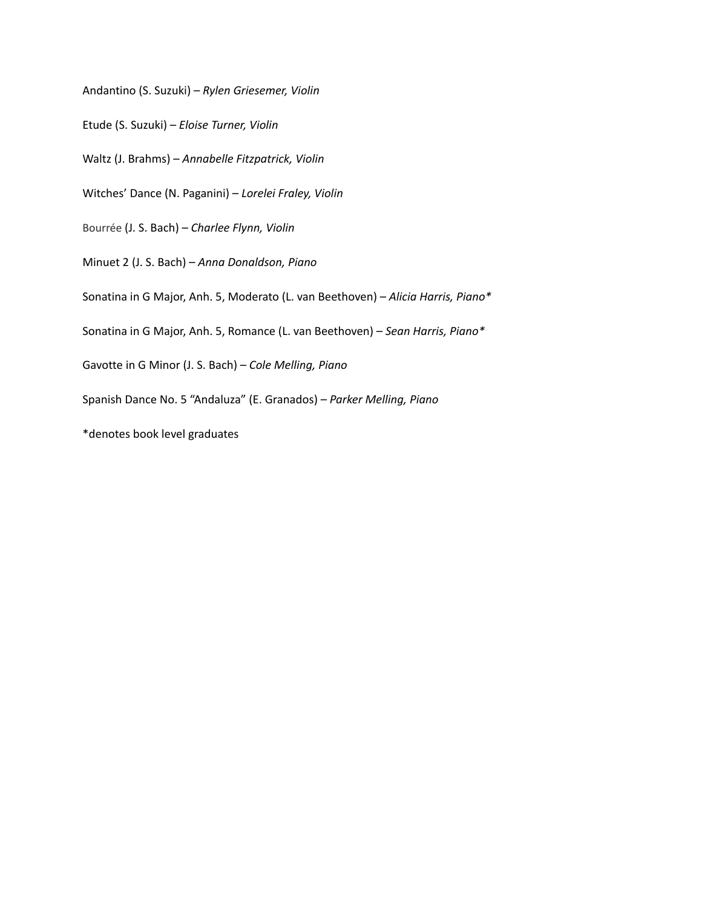Andantino (S. Suzuki) – *Rylen Griesemer, Violin*

Etude (S. Suzuki) – *Eloise Turner, Violin*

Waltz (J. Brahms) – *Annabelle Fitzpatrick, Violin*

Witches' Dance (N. Paganini) – *Lorelei Fraley, Violin*

Bourrée (J. S. Bach) – *Charlee Flynn, Violin*

Minuet 2 (J. S. Bach) – *Anna Donaldson, Piano*

Sonatina in G Major, Anh. 5, Moderato (L. van Beethoven) – *Alicia Harris, Piano**

Sonatina in G Major, Anh. 5, Romance (L. van Beethoven) – *Sean Harris, Piano**

Gavotte in G Minor (J. S. Bach) – *Cole Melling, Piano*

Spanish Dance No. 5 "Andaluza" (E. Granados) – *Parker Melling, Piano*

*denotes book level graduates